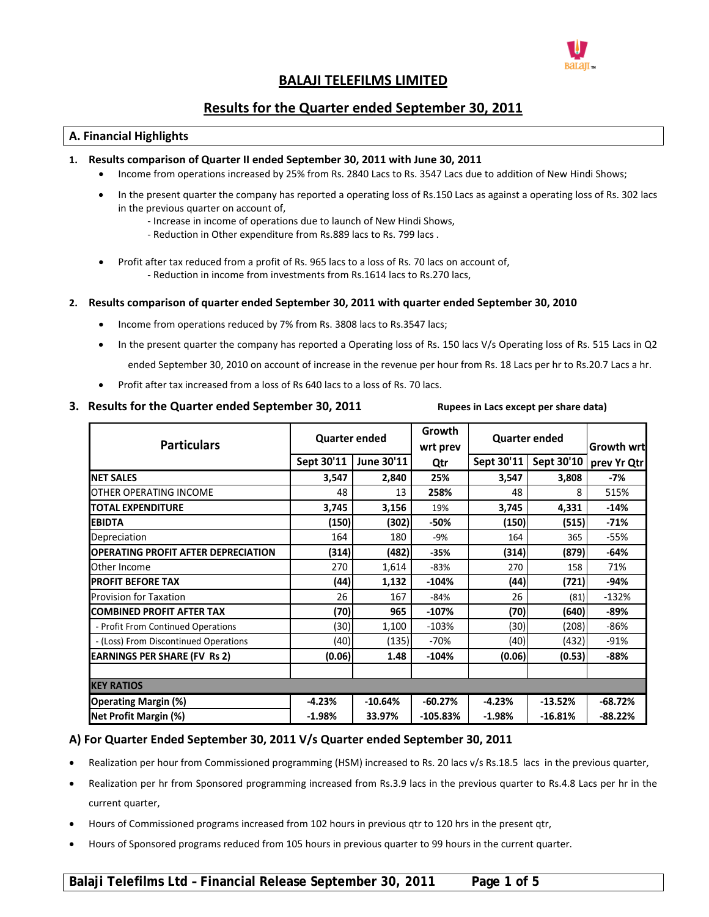# BALAJI TELEFILMS LIMITED

## Results for the Quarter ended September 30, 2011

### A. Financial Highlights

**1. Results comparison of Quarter II ended September 30, 2011 with June 30, 2011**

- Income from operations increased by 25% from Rs. 2840 Lacs to Rs. 3547 Lacs due to addition of New Hindi Shows;
- In the present quarter the company has reported a operating loss of Rs.150 Lacs as against a operating loss of Rs. 302 lacs in the previous quarter on account of,
  - Increase in income of operations due to launch of New Hindi Shows,
  - Reduction in Other expenditure from Rs.889 lacs to Rs. 799 lacs .
- Profit after tax reduced from a profit of Rs. 965 lacs to a loss of Rs. 70 lacs on account of,
  - Reduction in income from investments from Rs.1614 lacs to Rs.270 lacs,

**2. Results comparison of quarter ended September 30, 2011 with quarter ended September 30, 2010**

- Income from operations reduced by 7% from Rs. 3808 lacs to Rs.3547 lacs;
- In the present quarter the company has reported a Operating loss of Rs. 150 lacs V/s Operating loss of Rs. 515 Lacs in Q2 ended September 30, 2010 on account of increase in the revenue per hour from Rs. 18 Lacs per hr to Rs.20.7 Lacs a hr.
- Profit after tax increased from a loss of Rs 640 lacs to a loss of Rs. 70 lacs.

### 3. Results for the Quarter ended September 30, 2011

**Rupees in Lacs except per share data)**

| Particulars | Quarter ended | | Growth wrt prev Qtr | Quarter ended | | Growth wrt prev Yr Qtr |
|---|---|---|---|---|---|---|
| | Sept 30'11 | June 30'11 | | Sept 30'11 | Sept 30'10 | |
| **NET SALES** | **3,547** | **2,840** | **25%** | **3,547** | **3,808** | **-7%** |
| OTHER OPERATING INCOME | 48 | 13 | **258%** | 48 | 8 | 515% |
| **TOTAL EXPENDITURE** | **3,745** | **3,156** | 19% | **3,745** | **4,331** | **-14%** |
| **EBIDTA** | **(150)** | **(302)** | **-50%** | **(150)** | **(515)** | **-71%** |
| Depreciation | 164 | 180 | -9% | 164 | 365 | -55% |
| **OPERATING PROFIT AFTER DEPRECIATION** | **(314)** | **(482)** | **-35%** | **(314)** | **(879)** | **-64%** |
| Other Income | 270 | 1,614 | -83% | 270 | 158 | 71% |
| **PROFIT BEFORE TAX** | **(44)** | **1,132** | **-104%** | **(44)** | **(721)** | **-94%** |
| Provision for Taxation | 26 | 167 | -84% | 26 | (81) | -132% |
| **COMBINED PROFIT AFTER TAX** | **(70)** | **965** | **-107%** | **(70)** | **(640)** | **-89%** |
| - Profit From Continued Operations | (30) | 1,100 | -103% | (30) | (208) | -86% |
| - (Loss) From Discontinued Operations | (40) | (135) | -70% | (40) | (432) | -91% |
| **EARNINGS PER SHARE (FV Rs 2)** | **(0.06)** | **1.48** | **-104%** | **(0.06)** | **(0.53)** | **-88%** |
| | | | | | | |
| **KEY RATIOS** | | | | | | |
| **Operating Margin (%)** | **-4.23%** | **-10.64%** | **-60.27%** | **-4.23%** | **-13.52%** | **-68.72%** |
| **Net Profit Margin (%)** | **-1.98%** | **33.97%** | **-105.83%** | **-1.98%** | **-16.81%** | **-88.22%** |

### A) For Quarter Ended September 30, 2011 V/s Quarter ended September 30, 2011

- Realization per hour from Commissioned programming (HSM) increased to Rs. 20 lacs v/s Rs.18.5 lacs in the previous quarter,
- Realization per hr from Sponsored programming increased from Rs.3.9 lacs in the previous quarter to Rs.4.8 Lacs per hr in the current quarter,
- Hours of Commissioned programs increased from 102 hours in previous qtr to 120 hrs in the present qtr,
- Hours of Sponsored programs reduced from 105 hours in previous quarter to 99 hours in the current quarter.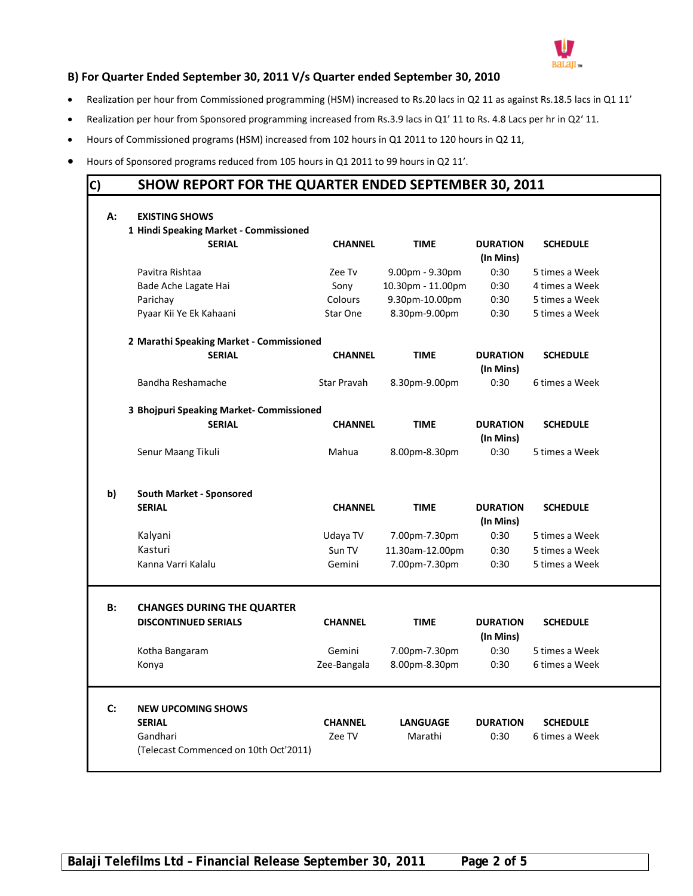## B) For Quarter Ended September 30, 2011 V/s Quarter ended September 30, 2010

- Realization per hour from Commissioned programming (HSM) increased to Rs.20 lacs in Q2 11 as against Rs.18.5 lacs in Q1 11'
- Realization per hour from Sponsored programming increased from Rs.3.9 lacs in Q1' 11 to Rs. 4.8 Lacs per hr in Q2' 11.
- Hours of Commissioned programs (HSM) increased from 102 hours in Q1 2011 to 120 hours in Q2 11,
- Hours of Sponsored programs reduced from 105 hours in Q1 2011 to 99 hours in Q2 11'.

## C) SHOW REPORT FOR THE QUARTER ENDED SEPTEMBER 30, 2011

### A: EXISTING SHOWS

**1 Hindi Speaking Market - Commissioned**

| SERIAL | CHANNEL | TIME | DURATION (In Mins) | SCHEDULE |
|---|---|---|---|---|
| Pavitra Rishtaa | Zee Tv | 9.00pm - 9.30pm | 0:30 | 5 times a Week |
| Bade Ache Lagate Hai | Sony | 10.30pm - 11.00pm | 0:30 | 4 times a Week |
| Parichay | Colours | 9.30pm-10.00pm | 0:30 | 5 times a Week |
| Pyaar Kii Ye Ek Kahaani | Star One | 8.30pm-9.00pm | 0:30 | 5 times a Week |

**2 Marathi Speaking Market - Commissioned**

| SERIAL | CHANNEL | TIME | DURATION (In Mins) | SCHEDULE |
|---|---|---|---|---|
| Bandha Reshamache | Star Pravah | 8.30pm-9.00pm | 0:30 | 6 times a Week |

**3 Bhojpuri Speaking Market- Commissioned**

| SERIAL | CHANNEL | TIME | DURATION (In Mins) | SCHEDULE |
|---|---|---|---|---|
| Senur Maang Tikuli | Mahua | 8.00pm-8.30pm | 0:30 | 5 times a Week |

**b) South Market - Sponsored**

| SERIAL | CHANNEL | TIME | DURATION (In Mins) | SCHEDULE |
|---|---|---|---|---|
| Kalyani | Udaya TV | 7.00pm-7.30pm | 0:30 | 5 times a Week |
| Kasturi | Sun TV | 11.30am-12.00pm | 0:30 | 5 times a Week |
| Kanna Varri Kalalu | Gemini | 7.00pm-7.30pm | 0:30 | 5 times a Week |

### B: CHANGES DURING THE QUARTER

| DISCONTINUED SERIALS | CHANNEL | TIME | DURATION (In Mins) | SCHEDULE |
|---|---|---|---|---|
| Kotha Bangaram | Gemini | 7.00pm-7.30pm | 0:30 | 5 times a Week |
| Konya | Zee-Bangala | 8.00pm-8.30pm | 0:30 | 6 times a Week |

### C: NEW UPCOMING SHOWS

| SERIAL | CHANNEL | LANGUAGE | DURATION | SCHEDULE |
|---|---|---|---|---|
| Gandhari (Telecast Commenced on 10th Oct'2011) | Zee TV | Marathi | 0:30 | 6 times a Week |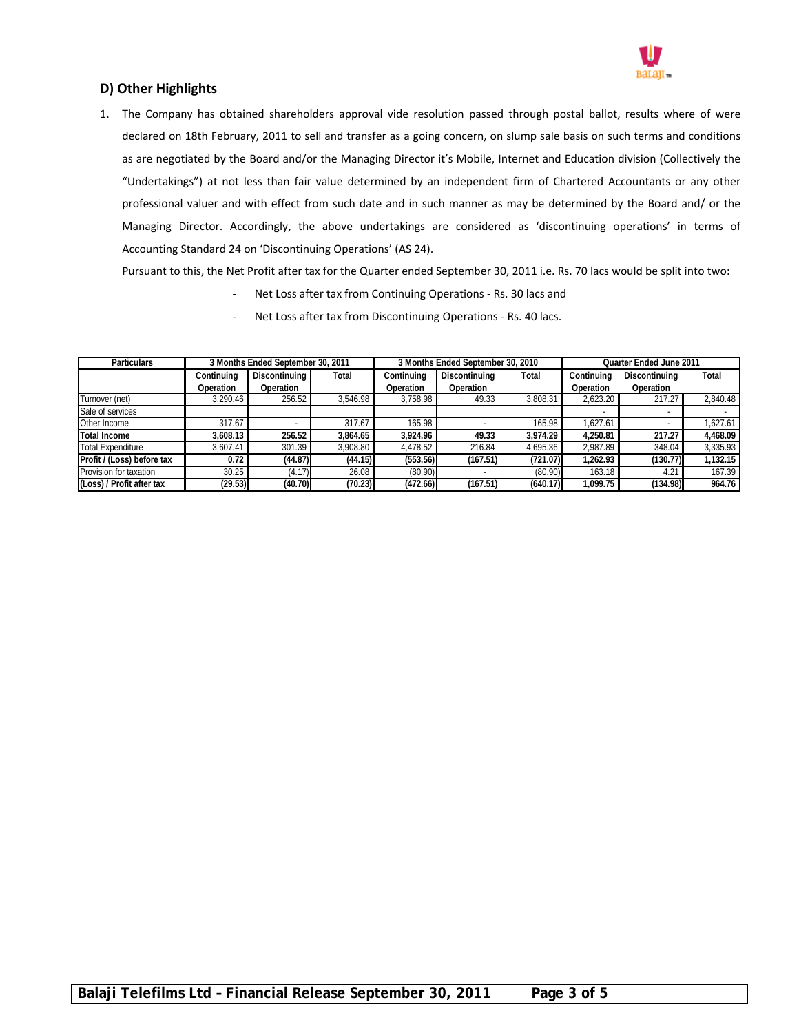## D) Other Highlights

1. The Company has obtained shareholders approval vide resolution passed through postal ballot, results where of were declared on 18th February, 2011 to sell and transfer as a going concern, on slump sale basis on such terms and conditions as are negotiated by the Board and/or the Managing Director it's Mobile, Internet and Education division (Collectively the "Undertakings") at not less than fair value determined by an independent firm of Chartered Accountants or any other professional valuer and with effect from such date and in such manner as may be determined by the Board and/ or the Managing Director. Accordingly, the above undertakings are considered as 'discontinuing operations' in terms of Accounting Standard 24 on 'Discontinuing Operations' (AS 24).

   Pursuant to this, the Net Profit after tax for the Quarter ended September 30, 2011 i.e. Rs. 70 lacs would be split into two:

   - Net Loss after tax from Continuing Operations - Rs. 30 lacs and
   - Net Loss after tax from Discontinuing Operations - Rs. 40 lacs.

| Particulars | 3 Months Ended September 30, 2011 | | | 3 Months Ended September 30, 2010 | | | Quarter Ended June 2011 | | |
|---|---|---|---|---|---|---|---|---|---|
| | Continuing Operation | Discontinuing Operation | Total | Continuing Operation | Discontinuing Operation | Total | Continuing Operation | Discontinuing Operation | Total |
| Turnover (net) | 3,290.46 | 256.52 | 3,546.98 | 3,758.98 | 49.33 | 3,808.31 | 2,623.20 | 217.27 | 2,840.48 |
| Sale of services | | | | | | | - | - | - |
| Other Income | 317.67 | - | 317.67 | 165.98 | - | 165.98 | 1,627.61 | - | 1,627.61 |
| **Total Income** | **3,608.13** | **256.52** | **3,864.65** | **3,924.96** | **49.33** | **3,974.29** | **4,250.81** | **217.27** | **4,468.09** |
| Total Expenditure | 3,607.41 | 301.39 | 3,908.80 | 4,478.52 | 216.84 | 4,695.36 | 2,987.89 | 348.04 | 3,335.93 |
| **Profit / (Loss) before tax** | **0.72** | **(44.87)** | **(44.15)** | **(553.56)** | **(167.51)** | **(721.07)** | **1,262.93** | **(130.77)** | **1,132.15** |
| Provision for taxation | 30.25 | (4.17) | 26.08 | (80.90) | - | (80.90) | 163.18 | 4.21 | 167.39 |
| **(Loss) / Profit after tax** | **(29.53)** | **(40.70)** | **(70.23)** | **(472.66)** | **(167.51)** | **(640.17)** | **1,099.75** | **(134.98)** | **964.76** |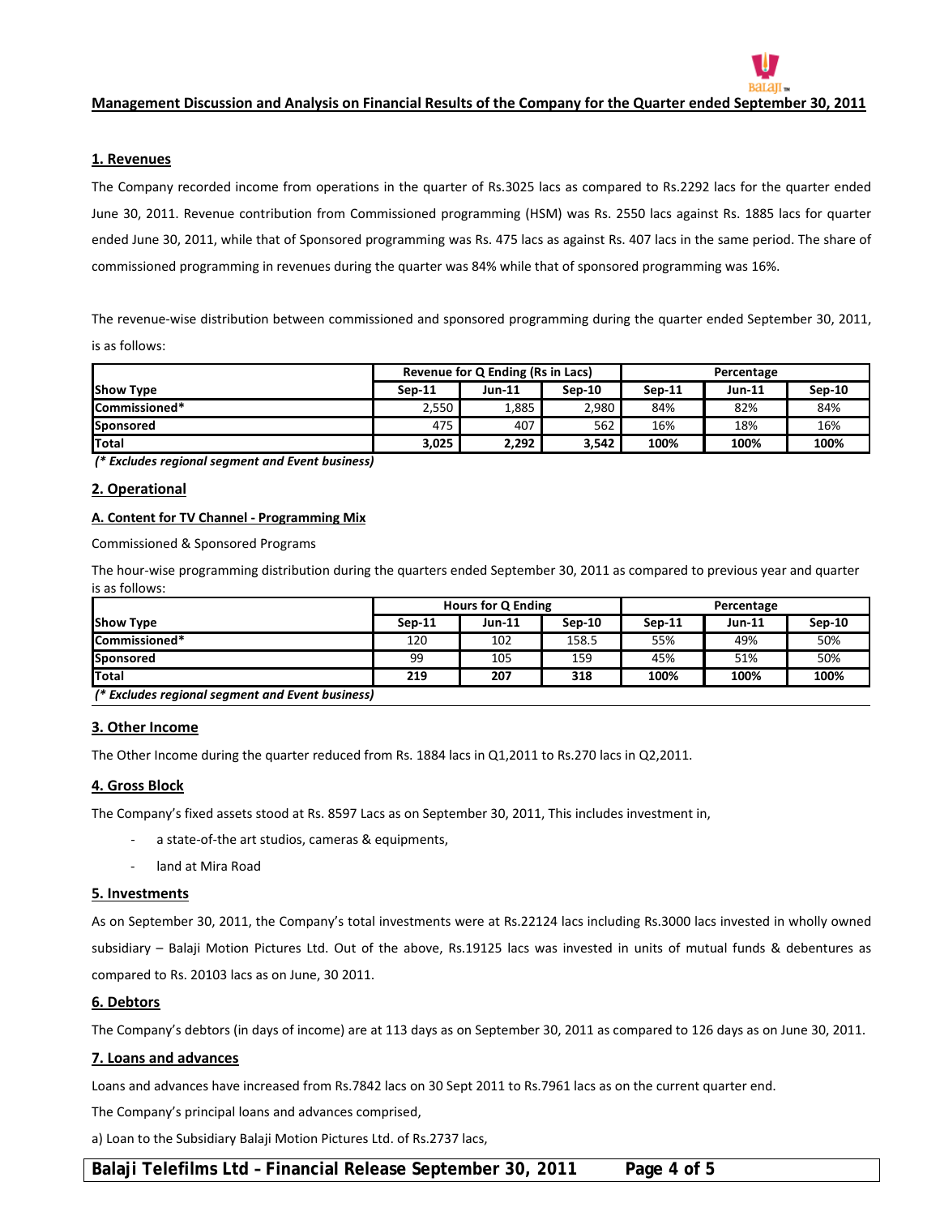## Management Discussion and Analysis on Financial Results of the Company for the Quarter ended September 30, 2011

### 1. Revenues

The Company recorded income from operations in the quarter of Rs.3025 lacs as compared to Rs.2292 lacs for the quarter ended June 30, 2011. Revenue contribution from Commissioned programming (HSM) was Rs. 2550 lacs against Rs. 1885 lacs for quarter ended June 30, 2011, while that of Sponsored programming was Rs. 475 lacs as against Rs. 407 lacs in the same period. The share of commissioned programming in revenues during the quarter was 84% while that of sponsored programming was 16%.

The revenue-wise distribution between commissioned and sponsored programming during the quarter ended September 30, 2011, is as follows:

| | Revenue for Q Ending (Rs in Lacs) | | | Percentage | | |
|---|---|---|---|---|---|---|
| **Show Type** | **Sep-11** | **Jun-11** | **Sep-10** | **Sep-11** | **Jun-11** | **Sep-10** |
| **Commissioned*** | 2,550 | 1,885 | 2,980 | 84% | 82% | 84% |
| **Sponsored** | 475 | 407 | 562 | 16% | 18% | 16% |
| **Total** | **3,025** | **2,292** | **3,542** | **100%** | **100%** | **100%** |

***(* Excludes regional segment and Event business)***

### 2. Operational

#### A. Content for TV Channel - Programming Mix

Commissioned & Sponsored Programs

The hour-wise programming distribution during the quarters ended September 30, 2011 as compared to previous year and quarter is as follows:

| | Hours for Q Ending | | | Percentage | | |
|---|---|---|---|---|---|---|
| **Show Type** | **Sep-11** | **Jun-11** | **Sep-10** | **Sep-11** | **Jun-11** | **Sep-10** |
| **Commissioned*** | 120 | 102 | 158.5 | 55% | 49% | 50% |
| **Sponsored** | 99 | 105 | 159 | 45% | 51% | 50% |
| **Total** | **219** | **207** | **318** | **100%** | **100%** | **100%** |

***(* Excludes regional segment and Event business)***

### 3. Other Income

The Other Income during the quarter reduced from Rs. 1884 lacs in Q1,2011 to Rs.270 lacs in Q2,2011.

### 4. Gross Block

The Company's fixed assets stood at Rs. 8597 Lacs as on September 30, 2011, This includes investment in,

- a state-of-the art studios, cameras & equipments,
- land at Mira Road

### 5. Investments

As on September 30, 2011, the Company's total investments were at Rs.22124 lacs including Rs.3000 lacs invested in wholly owned subsidiary – Balaji Motion Pictures Ltd. Out of the above, Rs.19125 lacs was invested in units of mutual funds & debentures as compared to Rs. 20103 lacs as on June, 30 2011.

### 6. Debtors

The Company's debtors (in days of income) are at 113 days as on September 30, 2011 as compared to 126 days as on June 30, 2011.

### 7. Loans and advances

Loans and advances have increased from Rs.7842 lacs on 30 Sept 2011 to Rs.7961 lacs as on the current quarter end.

The Company's principal loans and advances comprised,

a) Loan to the Subsidiary Balaji Motion Pictures Ltd. of Rs.2737 lacs,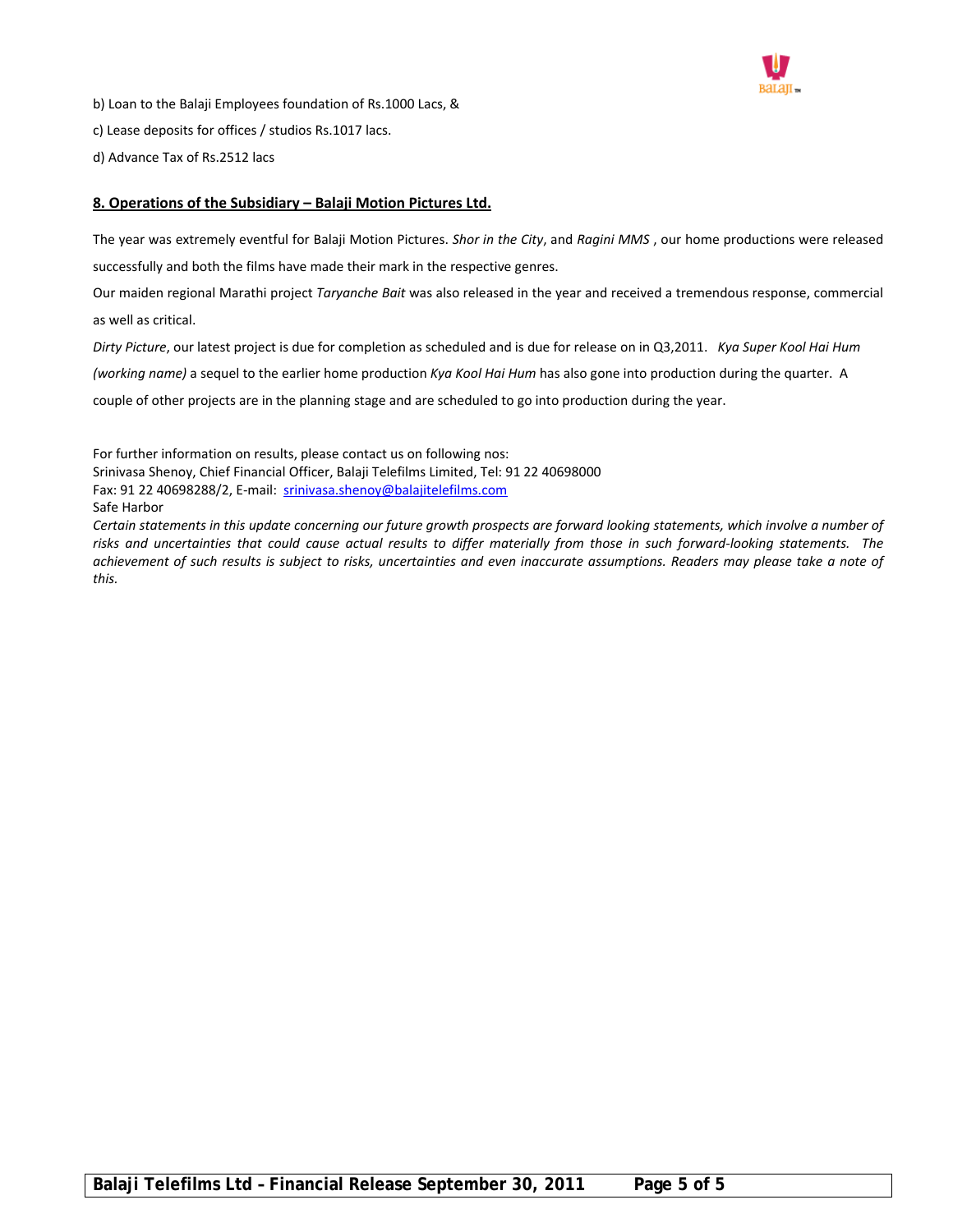b) Loan to the Balaji Employees foundation of Rs.1000 Lacs, &

c) Lease deposits for offices / studios Rs.1017 lacs.

d) Advance Tax of Rs.2512 lacs

## 8. Operations of the Subsidiary – Balaji Motion Pictures Ltd.

The year was extremely eventful for Balaji Motion Pictures. *Shor in the City*, and *Ragini MMS* , our home productions were released successfully and both the films have made their mark in the respective genres.

Our maiden regional Marathi project *Taryanche Bait* was also released in the year and received a tremendous response, commercial as well as critical.

*Dirty Picture*, our latest project is due for completion as scheduled and is due for release on in Q3,2011. *Kya Super Kool Hai Hum (working name)* a sequel to the earlier home production *Kya Kool Hai Hum* has also gone into production during the quarter. A couple of other projects are in the planning stage and are scheduled to go into production during the year.

For further information on results, please contact us on following nos:
Srinivasa Shenoy, Chief Financial Officer, Balaji Telefilms Limited, Tel: 91 22 40698000
Fax: 91 22 40698288/2, E-mail: srinivasa.shenoy@balajitelefilms.com
Safe Harbor

*Certain statements in this update concerning our future growth prospects are forward looking statements, which involve a number of risks and uncertainties that could cause actual results to differ materially from those in such forward-looking statements. The achievement of such results is subject to risks, uncertainties and even inaccurate assumptions. Readers may please take a note of this.*